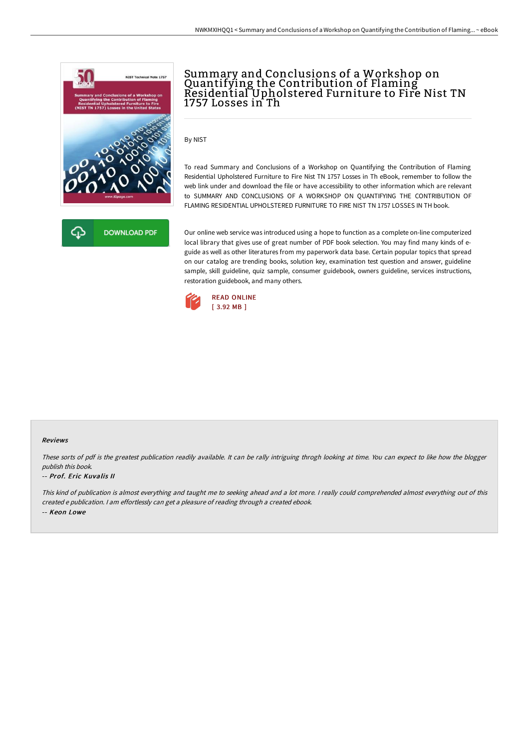# Summary and Conclusions of a Workshop on Quantifying the Contribution of Flaming Residential Upholstered Furniture to Fire Nist TN 1757 Losses in Th

By NIST

To read Summary and Conclusions of a Workshop on Quantifying the Contribution of Flaming Residential Upholstered Furniture to Fire Nist TN 1757 Losses in Th eBook, remember to follow the web link under and download the file or have accessibility to other information which are relevant to SUMMARY AND CONCLUSIONS OF A WORKSHOP ON QUANTIFYING THE CONTRIBUTION OF FLAMING RESIDENTIAL UPHOLSTERED FURNITURE TO FIRE NIST TN 1757 LOSSES IN TH book.

DOWNLOAD PDF

Our online web service was introduced using a hope to function as a complete on-line computerized local library that gives use of great number of PDF book selection. You may find many kinds of e-guide as well as other literatures from my paperwork data base. Certain popular topics that spread on our catalog are trending books, solution key, examination test question and answer, guideline sample, skill guideline, quiz sample, consumer guidebook, owners guideline, services instructions, restoration guidebook, and many others.

READ ONLINE
[ 3.92 MB ]

### Reviews

*These sorts of pdf is the greatest publication readily available. It can be rally intriguing throgh looking at time. You can expect to like how the blogger publish this book.*

-- ***Prof. Eric Kuvalis II***

*This kind of publication is almost everything and taught me to seeking ahead and a lot more. I really could comprehended almost everything out of this created e publication. I am effortlessly can get a pleasure of reading through a created ebook.*

-- ***Keon Lowe***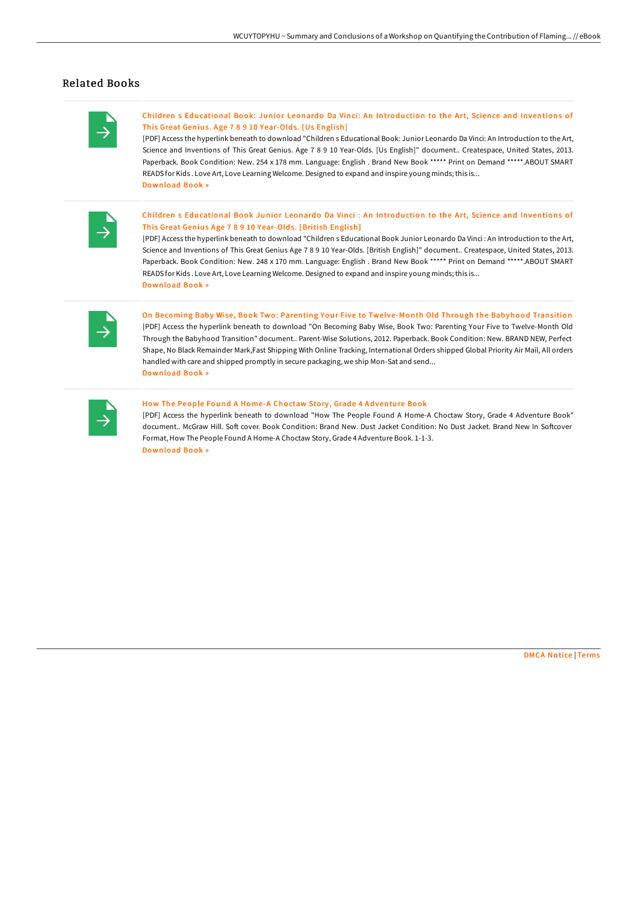## Related Books

### Children s Educational Book: Junior Leonardo Da Vinci: An Introduction to the Art, Science and Inventions of This Great Genius. Age 7 8 9 10 Year-Olds. [Us English]

[PDF] Access the hyperlink beneath to download "Children s Educational Book: Junior Leonardo Da Vinci: An Introduction to the Art, Science and Inventions of This Great Genius. Age 7 8 9 10 Year-Olds. [Us English]" document.. Createspace, United States, 2013. Paperback. Book Condition: New. 254 x 178 mm. Language: English . Brand New Book ***** Print on Demand *****.ABOUT SMART READS for Kids . Love Art, Love Learning Welcome. Designed to expand and inspire young minds; this is...

Download Book »

### Children s Educational Book Junior Leonardo Da Vinci : An Introduction to the Art, Science and Inventions of This Great Genius Age 7 8 9 10 Year-Olds. [British English]

[PDF] Access the hyperlink beneath to download "Children s Educational Book Junior Leonardo Da Vinci : An Introduction to the Art, Science and Inventions of This Great Genius Age 7 8 9 10 Year-Olds. [British English]" document.. Createspace, United States, 2013. Paperback. Book Condition: New. 248 x 170 mm. Language: English . Brand New Book ***** Print on Demand *****.ABOUT SMART READS for Kids . Love Art, Love Learning Welcome. Designed to expand and inspire young minds; this is...

Download Book »

### On Becoming Baby Wise, Book Two: Parenting Your Five to Twelve-Month Old Through the Babyhood Transition

[PDF] Access the hyperlink beneath to download "On Becoming Baby Wise, Book Two: Parenting Your Five to Twelve-Month Old Through the Babyhood Transition" document.. Parent-Wise Solutions, 2012. Paperback. Book Condition: New. BRAND NEW, Perfect Shape, No Black Remainder Mark,Fast Shipping With Online Tracking, International Orders shipped Global Priority Air Mail, All orders handled with care and shipped promptly in secure packaging, we ship Mon-Sat and send...

Download Book »

### How The People Found A Home-A Choctaw Story, Grade 4 Adventure Book

[PDF] Access the hyperlink beneath to download "How The People Found A Home-A Choctaw Story, Grade 4 Adventure Book" document.. McGraw Hill. Soft cover. Book Condition: Brand New. Dust Jacket Condition: No Dust Jacket. Brand New In Softcover Format, How The People Found A Home-A Choctaw Story, Grade 4 Adventure Book. 1-1-3.

Download Book »